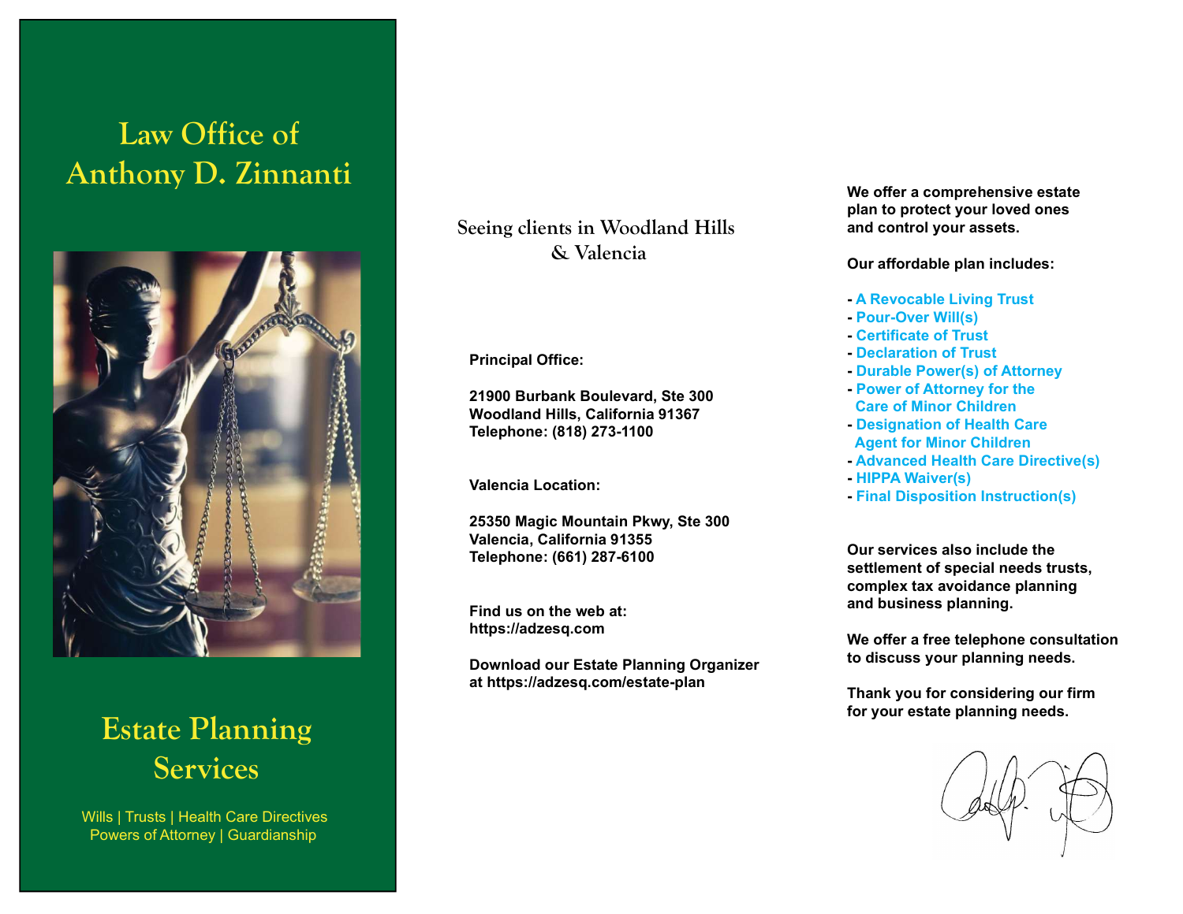# Law Office of Anthony D. Zinnanti

## Estate Planning Services

Wills | Trusts | Health Care Directives
Powers of Attorney | Guardianship

### Seeing clients in Woodland Hills & Valencia

**Principal Office:**

**21900 Burbank Boulevard, Ste 300**
**Woodland Hills, California 91367**
**Telephone: (818) 273-1100**

**Valencia Location:**

**25350 Magic Mountain Pkwy, Ste 300**
**Valencia, California 91355**
**Telephone: (661) 287-6100**

**Find us on the web at:**
**https://adzesq.com**

**Download our Estate Planning Organizer at https://adzesq.com/estate-plan**

**We offer a comprehensive estate plan to protect your loved ones and control your assets.**

**Our affordable plan includes:**

- **A Revocable Living Trust**
- **Pour-Over Will(s)**
- **Certificate of Trust**
- **Declaration of Trust**
- **Durable Power(s) of Attorney**
- **Power of Attorney for the Care of Minor Children**
- **Designation of Health Care Agent for Minor Children**
- **Advanced Health Care Directive(s)**
- **HIPPA Waiver(s)**
- **Final Disposition Instruction(s)**

**Our services also include the settlement of special needs trusts, complex tax avoidance planning and business planning.**

**We offer a free telephone consultation to discuss your planning needs.**

**Thank you for considering our firm for your estate planning needs.**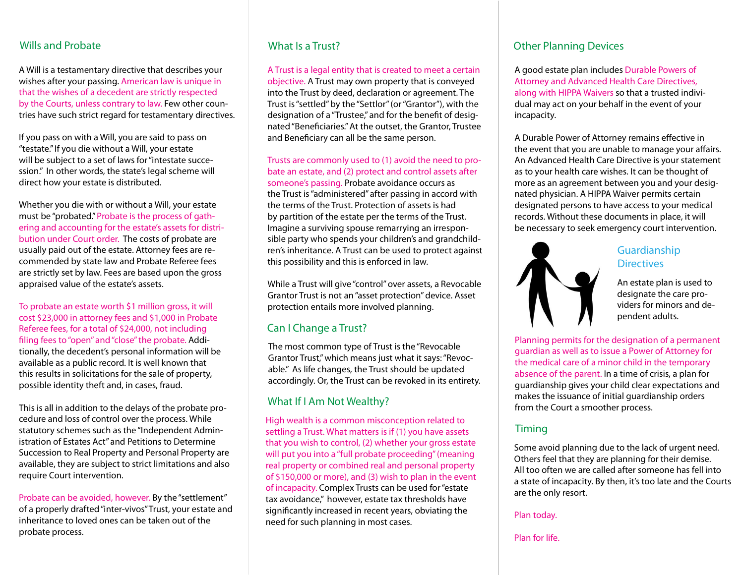## Wills and Probate

A Will is a testamentary directive that describes your wishes after your passing. American law is unique in that the wishes of a decedent are strictly respected by the Courts, unless contrary to law. Few other countries have such strict regard for testamentary directives.

If you pass on with a Will, you are said to pass on "testate." If you die without a Will, your estate will be subject to a set of laws for "intestate succession." In other words, the state's legal scheme will direct how your estate is distributed.

Whether you die with or without a Will, your estate must be "probated." Probate is the process of gathering and accounting for the estate's assets for distribution under Court order. The costs of probate are usually paid out of the estate. Attorney fees are recommended by state law and Probate Referee fees are strictly set by law. Fees are based upon the gross appraised value of the estate's assets.

To probate an estate worth $1 million gross, it will cost $23,000 in attorney fees and $1,000 in Probate Referee fees, for a total of $24,000, not including filing fees to "open" and "close" the probate. Additionally, the decedent's personal information will be available as a public record. It is well known that this results in solicitations for the sale of property, possible identity theft and, in cases, fraud.

This is all in addition to the delays of the probate procedure and loss of control over the process. While statutory schemes such as the "Independent Administration of Estates Act" and Petitions to Determine Succession to Real Property and Personal Property are available, they are subject to strict limitations and also require Court intervention.

Probate can be avoided, however. By the "settlement" of a properly drafted "inter-vivos" Trust, your estate and inheritance to loved ones can be taken out of the probate process.

## What Is a Trust?

A Trust is a legal entity that is created to meet a certain objective. A Trust may own property that is conveyed into the Trust by deed, declaration or agreement. The Trust is "settled" by the "Settlor" (or "Grantor"), with the designation of a "Trustee," and for the benefit of designated "Beneficiaries." At the outset, the Grantor, Trustee and Beneficiary can all be the same person.

Trusts are commonly used to (1) avoid the need to probate an estate, and (2) protect and control assets after someone's passing. Probate avoidance occurs as the Trust is "administered" after passing in accord with the terms of the Trust. Protection of assets is had by partition of the estate per the terms of the Trust. Imagine a surviving spouse remarrying an irresponsible party who spends your children's and grandchildren's inheritance. A Trust can be used to protect against this possibility and this is enforced in law.

While a Trust will give "control" over assets, a Revocable Grantor Trust is not an "asset protection" device. Asset protection entails more involved planning.

## Can I Change a Trust?

The most common type of Trust is the "Revocable Grantor Trust," which means just what it says: "Revocable." As life changes, the Trust should be updated accordingly. Or, the Trust can be revoked in its entirety.

## What If I Am Not Wealthy?

High wealth is a common misconception related to settling a Trust. What matters is if (1) you have assets that you wish to control, (2) whether your gross estate will put you into a "full probate proceeding" (meaning real property or combined real and personal property of $150,000 or more), and (3) wish to plan in the event of incapacity. Complex Trusts can be used for "estate tax avoidance," however, estate tax thresholds have significantly increased in recent years, obviating the need for such planning in most cases.

## Other Planning Devices

A good estate plan includes Durable Powers of Attorney and Advanced Health Care Directives, along with HIPPA Waivers so that a trusted individual may act on your behalf in the event of your incapacity.

A Durable Power of Attorney remains effective in the event that you are unable to manage your affairs. An Advanced Health Care Directive is your statement as to your health care wishes. It can be thought of more as an agreement between you and your designated physician. A HIPPA Waiver permits certain designated persons to have access to your medical records. Without these documents in place, it will be necessary to seek emergency court intervention.

## Guardianship Directives

An estate plan is used to designate the care providers for minors and dependent adults.

Planning permits for the designation of a permanent guardian as well as to issue a Power of Attorney for the medical care of a minor child in the temporary absence of the parent. In a time of crisis, a plan for guardianship gives your child clear expectations and makes the issuance of initial guardianship orders from the Court a smoother process.

## Timing

Some avoid planning due to the lack of urgent need. Others feel that they are planning for their demise. All too often we are called after someone has fell into a state of incapacity. By then, it's too late and the Courts are the only resort.

Plan today.

Plan for life.